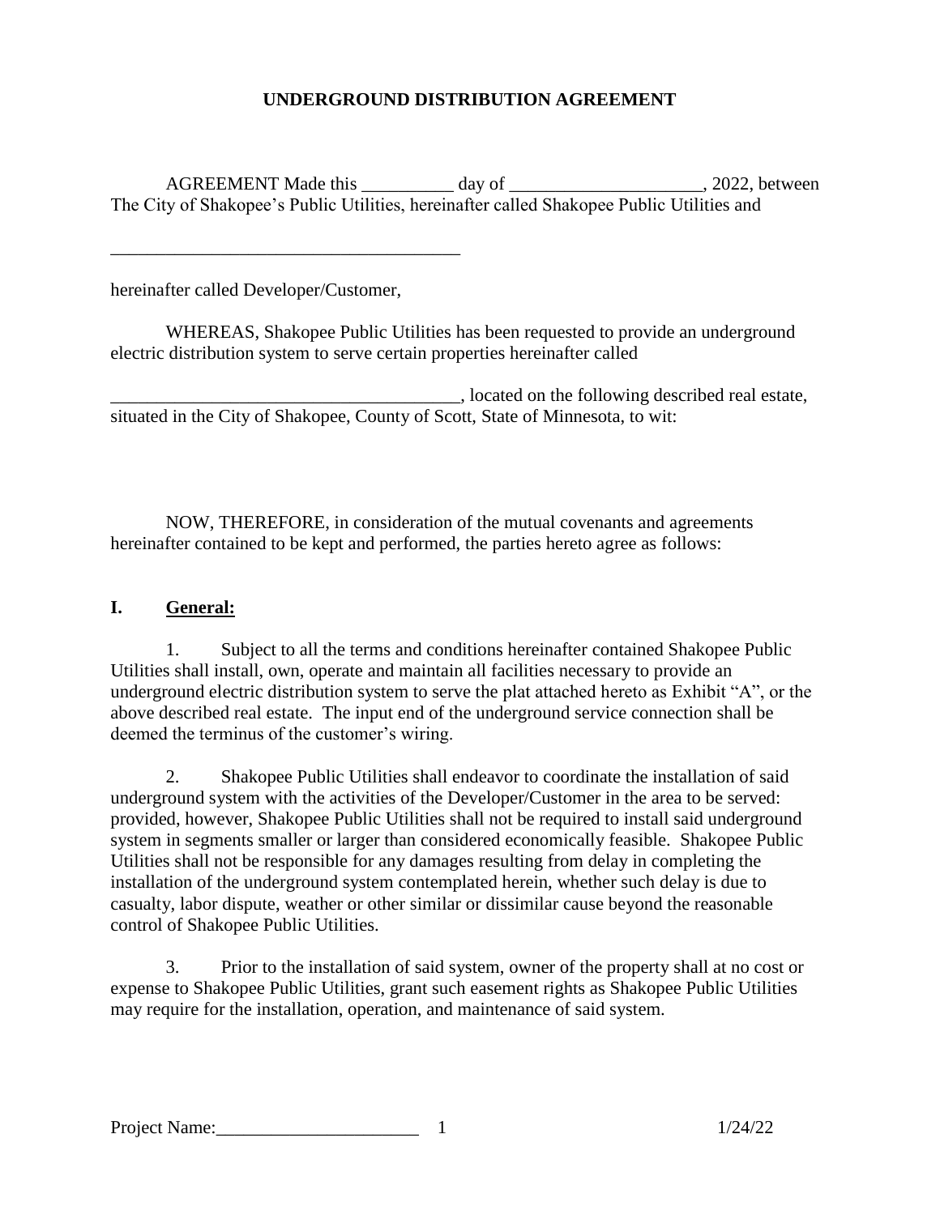# UNDERGROUND DISTRIBUTION AGREEMENT

AGREEMENT Made this __________ day of _____________________, 2022, between The City of Shakopee's Public Utilities, hereinafter called Shakopee Public Utilities and

_______________________________________

hereinafter called Developer/Customer,

WHEREAS, Shakopee Public Utilities has been requested to provide an underground electric distribution system to serve certain properties hereinafter called

_______________________________________, located on the following described real estate, situated in the City of Shakopee, County of Scott, State of Minnesota, to wit:

NOW, THEREFORE, in consideration of the mutual covenants and agreements hereinafter contained to be kept and performed, the parties hereto agree as follows:

## I. General:

1. Subject to all the terms and conditions hereinafter contained Shakopee Public Utilities shall install, own, operate and maintain all facilities necessary to provide an underground electric distribution system to serve the plat attached hereto as Exhibit "A", or the above described real estate. The input end of the underground service connection shall be deemed the terminus of the customer's wiring.

2. Shakopee Public Utilities shall endeavor to coordinate the installation of said underground system with the activities of the Developer/Customer in the area to be served: provided, however, Shakopee Public Utilities shall not be required to install said underground system in segments smaller or larger than considered economically feasible. Shakopee Public Utilities shall not be responsible for any damages resulting from delay in completing the installation of the underground system contemplated herein, whether such delay is due to casualty, labor dispute, weather or other similar or dissimilar cause beyond the reasonable control of Shakopee Public Utilities.

3. Prior to the installation of said system, owner of the property shall at no cost or expense to Shakopee Public Utilities, grant such easement rights as Shakopee Public Utilities may require for the installation, operation, and maintenance of said system.

Project Name:______________________ 1/24/22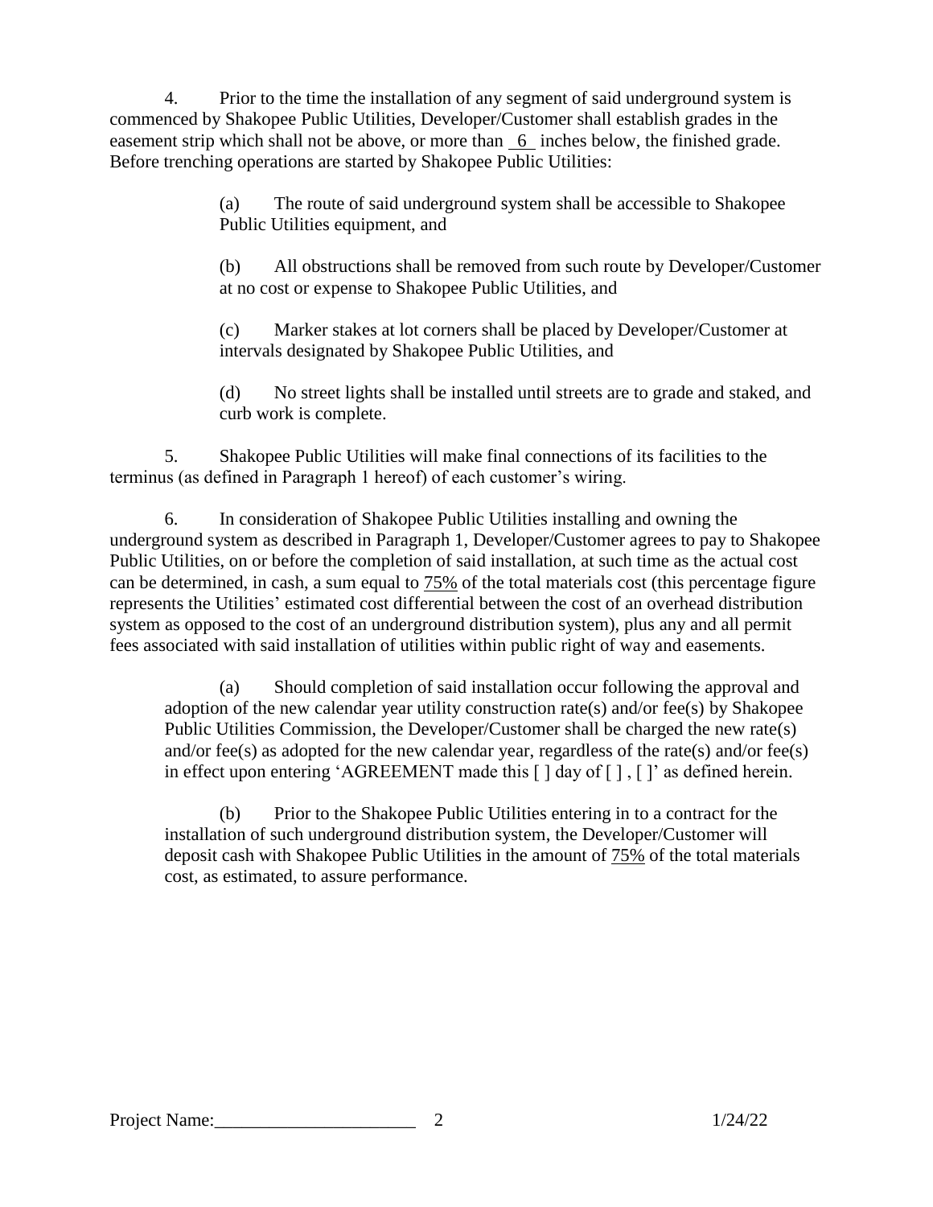4. Prior to the time the installation of any segment of said underground system is commenced by Shakopee Public Utilities, Developer/Customer shall establish grades in the easement strip which shall not be above, or more than 6 inches below, the finished grade. Before trenching operations are started by Shakopee Public Utilities:

> (a) The route of said underground system shall be accessible to Shakopee Public Utilities equipment, and
>
> (b) All obstructions shall be removed from such route by Developer/Customer at no cost or expense to Shakopee Public Utilities, and
>
> (c) Marker stakes at lot corners shall be placed by Developer/Customer at intervals designated by Shakopee Public Utilities, and
>
> (d) No street lights shall be installed until streets are to grade and staked, and curb work is complete.

5. Shakopee Public Utilities will make final connections of its facilities to the terminus (as defined in Paragraph 1 hereof) of each customer's wiring.

6. In consideration of Shakopee Public Utilities installing and owning the underground system as described in Paragraph 1, Developer/Customer agrees to pay to Shakopee Public Utilities, on or before the completion of said installation, at such time as the actual cost can be determined, in cash, a sum equal to 75% of the total materials cost (this percentage figure represents the Utilities' estimated cost differential between the cost of an overhead distribution system as opposed to the cost of an underground distribution system), plus any and all permit fees associated with said installation of utilities within public right of way and easements.

> (a) Should completion of said installation occur following the approval and adoption of the new calendar year utility construction rate(s) and/or fee(s) by Shakopee Public Utilities Commission, the Developer/Customer shall be charged the new rate(s) and/or fee(s) as adopted for the new calendar year, regardless of the rate(s) and/or fee(s) in effect upon entering 'AGREEMENT made this [ ] day of [ ] , [ ]' as defined herein.
>
> (b) Prior to the Shakopee Public Utilities entering in to a contract for the installation of such underground distribution system, the Developer/Customer will deposit cash with Shakopee Public Utilities in the amount of 75% of the total materials cost, as estimated, to assure performance.

Project Name:\_\_\_\_\_\_\_\_\_\_\_\_\_\_\_\_\_\_\_\_\_\_ 1/24/22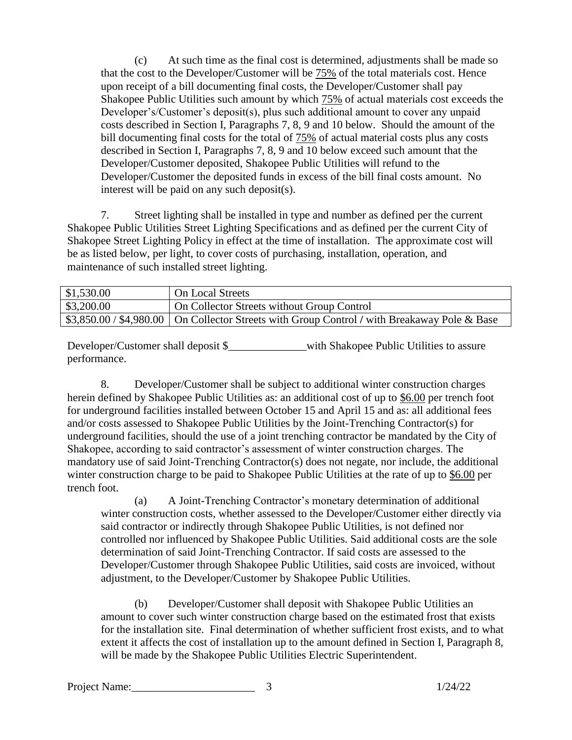(c) At such time as the final cost is determined, adjustments shall be made so that the cost to the Developer/Customer will be 75% of the total materials cost. Hence upon receipt of a bill documenting final costs, the Developer/Customer shall pay Shakopee Public Utilities such amount by which 75% of actual materials cost exceeds the Developer's/Customer's deposit(s), plus such additional amount to cover any unpaid costs described in Section I, Paragraphs 7, 8, 9 and 10 below. Should the amount of the bill documenting final costs for the total of 75% of actual material costs plus any costs described in Section I, Paragraphs 7, 8, 9 and 10 below exceed such amount that the Developer/Customer deposited, Shakopee Public Utilities will refund to the Developer/Customer the deposited funds in excess of the bill final costs amount. No interest will be paid on any such deposit(s).

7. Street lighting shall be installed in type and number as defined per the current Shakopee Public Utilities Street Lighting Specifications and as defined per the current City of Shakopee Street Lighting Policy in effect at the time of installation. The approximate cost will be as listed below, per light, to cover costs of purchasing, installation, operation, and maintenance of such installed street lighting.

| | |
|---|---|
| $1,530.00 | On Local Streets |
| $3,200.00 | On Collector Streets without Group Control |
| $3,850.00 / $4,980.00 | On Collector Streets with Group Control / with Breakaway Pole & Base |

Developer/Customer shall deposit $______________with Shakopee Public Utilities to assure performance.

8. Developer/Customer shall be subject to additional winter construction charges herein defined by Shakopee Public Utilities as: an additional cost of up to $6.00 per trench foot for underground facilities installed between October 15 and April 15 and as: all additional fees and/or costs assessed to Shakopee Public Utilities by the Joint-Trenching Contractor(s) for underground facilities, should the use of a joint trenching contractor be mandated by the City of Shakopee, according to said contractor's assessment of winter construction charges. The mandatory use of said Joint-Trenching Contractor(s) does not negate, nor include, the additional winter construction charge to be paid to Shakopee Public Utilities at the rate of up to $6.00 per trench foot.

(a) A Joint-Trenching Contractor's monetary determination of additional winter construction costs, whether assessed to the Developer/Customer either directly via said contractor or indirectly through Shakopee Public Utilities, is not defined nor controlled nor influenced by Shakopee Public Utilities. Said additional costs are the sole determination of said Joint-Trenching Contractor. If said costs are assessed to the Developer/Customer through Shakopee Public Utilities, said costs are invoiced, without adjustment, to the Developer/Customer by Shakopee Public Utilities.

(b) Developer/Customer shall deposit with Shakopee Public Utilities an amount to cover such winter construction charge based on the estimated frost that exists for the installation site. Final determination of whether sufficient frost exists, and to what extent it affects the cost of installation up to the amount defined in Section I, Paragraph 8, will be made by the Shakopee Public Utilities Electric Superintendent.

Project Name:______________________ 1/24/22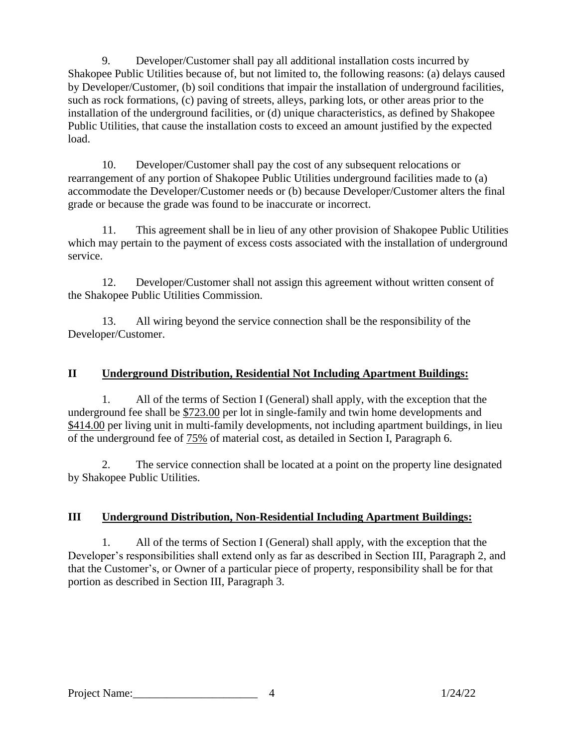9. Developer/Customer shall pay all additional installation costs incurred by Shakopee Public Utilities because of, but not limited to, the following reasons: (a) delays caused by Developer/Customer, (b) soil conditions that impair the installation of underground facilities, such as rock formations, (c) paving of streets, alleys, parking lots, or other areas prior to the installation of the underground facilities, or (d) unique characteristics, as defined by Shakopee Public Utilities, that cause the installation costs to exceed an amount justified by the expected load.

10. Developer/Customer shall pay the cost of any subsequent relocations or rearrangement of any portion of Shakopee Public Utilities underground facilities made to (a) accommodate the Developer/Customer needs or (b) because Developer/Customer alters the final grade or because the grade was found to be inaccurate or incorrect.

11. This agreement shall be in lieu of any other provision of Shakopee Public Utilities which may pertain to the payment of excess costs associated with the installation of underground service.

12. Developer/Customer shall not assign this agreement without written consent of the Shakopee Public Utilities Commission.

13. All wiring beyond the service connection shall be the responsibility of the Developer/Customer.

## II Underground Distribution, Residential Not Including Apartment Buildings:

1. All of the terms of Section I (General) shall apply, with the exception that the underground fee shall be $723.00 per lot in single-family and twin home developments and $414.00 per living unit in multi-family developments, not including apartment buildings, in lieu of the underground fee of 75% of material cost, as detailed in Section I, Paragraph 6.

2. The service connection shall be located at a point on the property line designated by Shakopee Public Utilities.

## III Underground Distribution, Non-Residential Including Apartment Buildings:

1. All of the terms of Section I (General) shall apply, with the exception that the Developer's responsibilities shall extend only as far as described in Section III, Paragraph 2, and that the Customer's, or Owner of a particular piece of property, responsibility shall be for that portion as described in Section III, Paragraph 3.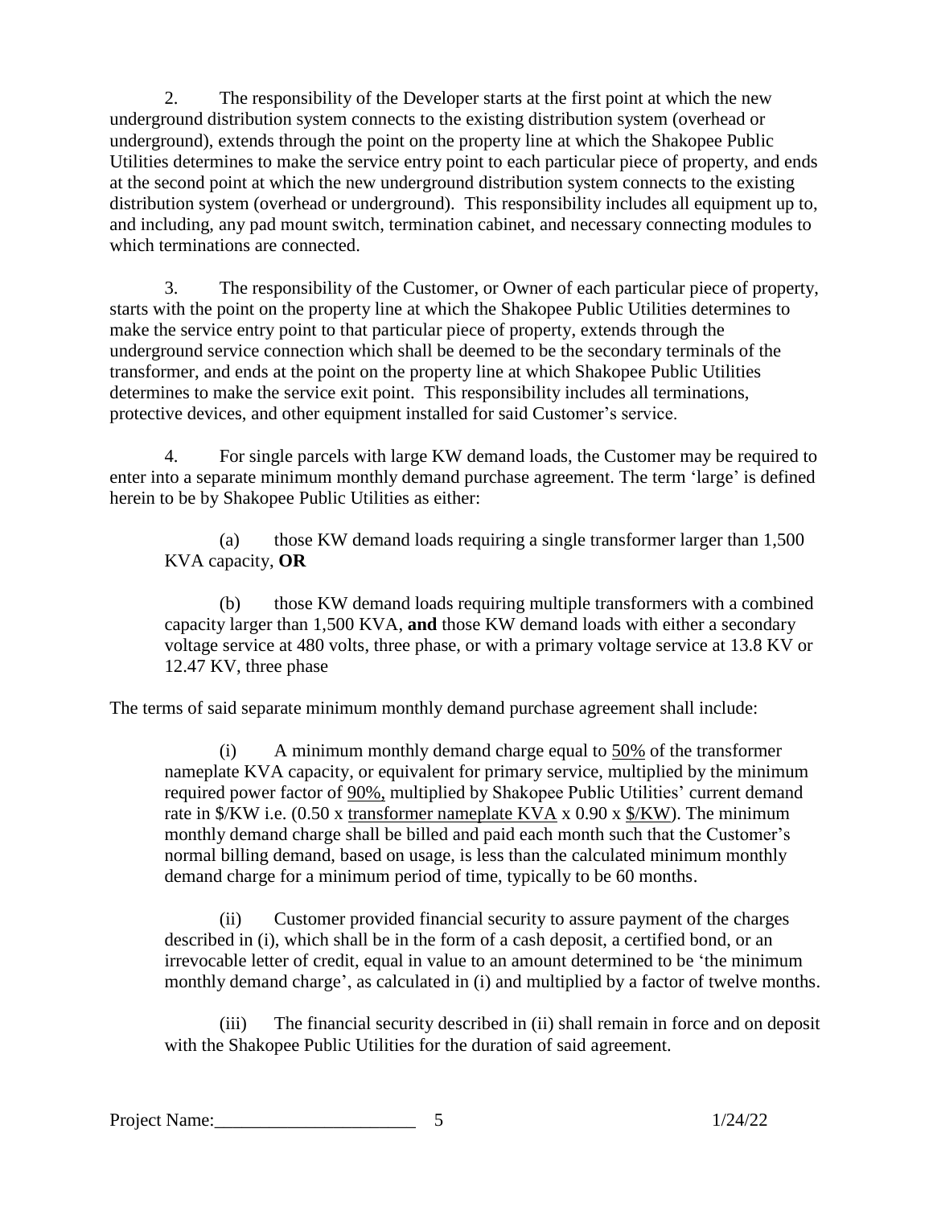2. The responsibility of the Developer starts at the first point at which the new underground distribution system connects to the existing distribution system (overhead or underground), extends through the point on the property line at which the Shakopee Public Utilities determines to make the service entry point to each particular piece of property, and ends at the second point at which the new underground distribution system connects to the existing distribution system (overhead or underground). This responsibility includes all equipment up to, and including, any pad mount switch, termination cabinet, and necessary connecting modules to which terminations are connected.

3. The responsibility of the Customer, or Owner of each particular piece of property, starts with the point on the property line at which the Shakopee Public Utilities determines to make the service entry point to that particular piece of property, extends through the underground service connection which shall be deemed to be the secondary terminals of the transformer, and ends at the point on the property line at which Shakopee Public Utilities determines to make the service exit point. This responsibility includes all terminations, protective devices, and other equipment installed for said Customer's service.

4. For single parcels with large KW demand loads, the Customer may be required to enter into a separate minimum monthly demand purchase agreement. The term 'large' is defined herein to be by Shakopee Public Utilities as either:

> (a) those KW demand loads requiring a single transformer larger than 1,500 KVA capacity, **OR**
>
> (b) those KW demand loads requiring multiple transformers with a combined capacity larger than 1,500 KVA, **and** those KW demand loads with either a secondary voltage service at 480 volts, three phase, or with a primary voltage service at 13.8 KV or 12.47 KV, three phase

The terms of said separate minimum monthly demand purchase agreement shall include:

> (i) A minimum monthly demand charge equal to <u>50%</u> of the transformer nameplate KVA capacity, or equivalent for primary service, multiplied by the minimum required power factor of <u>90%,</u> multiplied by Shakopee Public Utilities' current demand rate in $/KW i.e. (0.50 x <u>transformer nameplate KVA</u> x 0.90 x <u>$/KW</u>). The minimum monthly demand charge shall be billed and paid each month such that the Customer's normal billing demand, based on usage, is less than the calculated minimum monthly demand charge for a minimum period of time, typically to be 60 months.
>
> (ii) Customer provided financial security to assure payment of the charges described in (i), which shall be in the form of a cash deposit, a certified bond, or an irrevocable letter of credit, equal in value to an amount determined to be 'the minimum monthly demand charge', as calculated in (i) and multiplied by a factor of twelve months.
>
> (iii) The financial security described in (ii) shall remain in force and on deposit with the Shakopee Public Utilities for the duration of said agreement.

Project Name:______________________ 1/24/22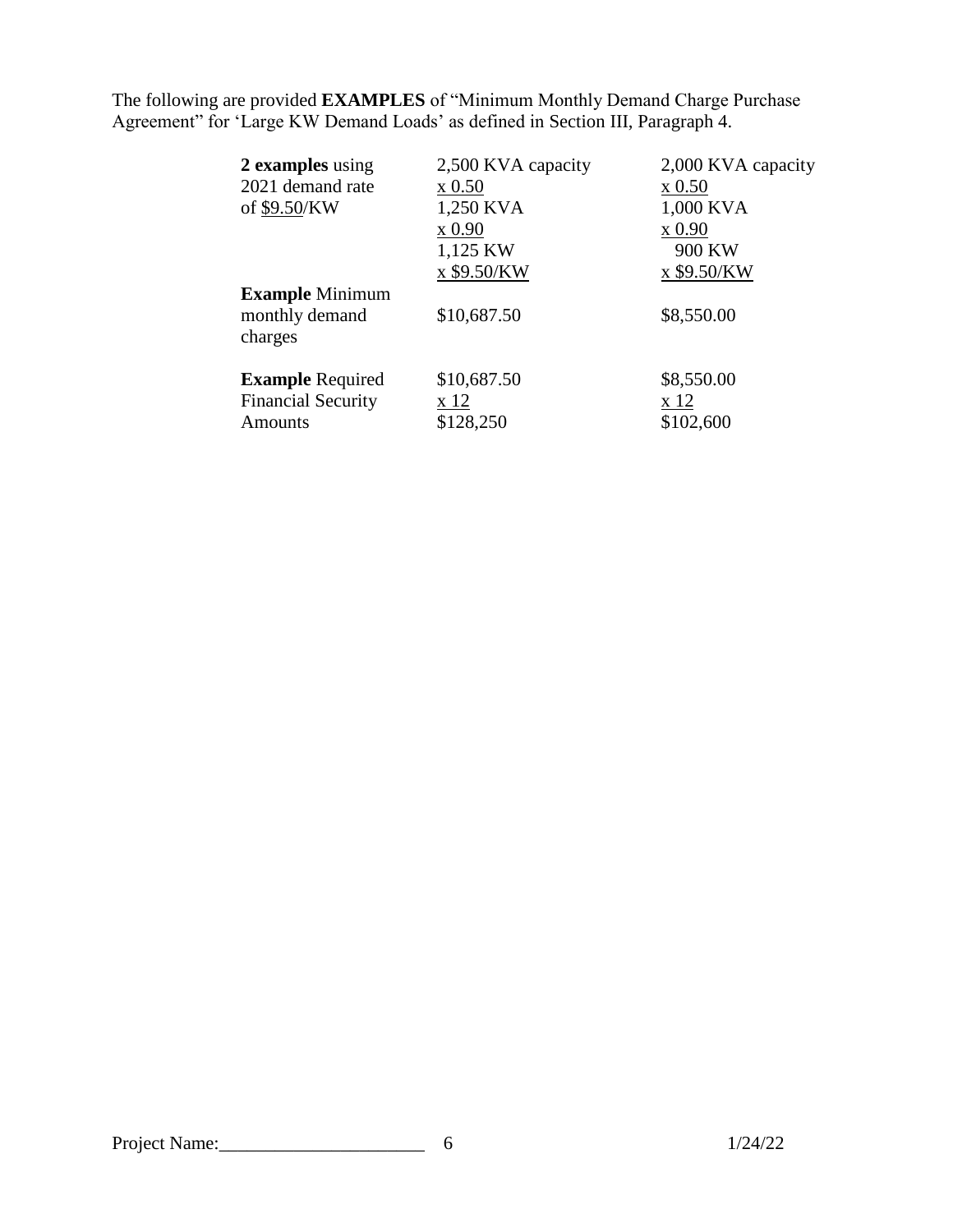The following are provided **EXAMPLES** of "Minimum Monthly Demand Charge Purchase Agreement" for 'Large KW Demand Loads' as defined in Section III, Paragraph 4.

| **2 examples** using 2021 demand rate of $9.50/KW | 2,500 KVA capacity<br>x 0.50<br>1,250 KVA<br>x 0.90<br>1,125 KW<br>x $9.50/KW | 2,000 KVA capacity<br>x 0.50<br>1,000 KVA<br>x 0.90<br>900 KW<br>x $9.50/KW |
|---|---|---|
| **Example** Minimum monthly demand charges | $10,687.50 | $8,550.00 |
| **Example** Required Financial Security Amounts | $10,687.50<br>x 12<br>$128,250 | $8,550.00<br>x 12<br>$102,600 |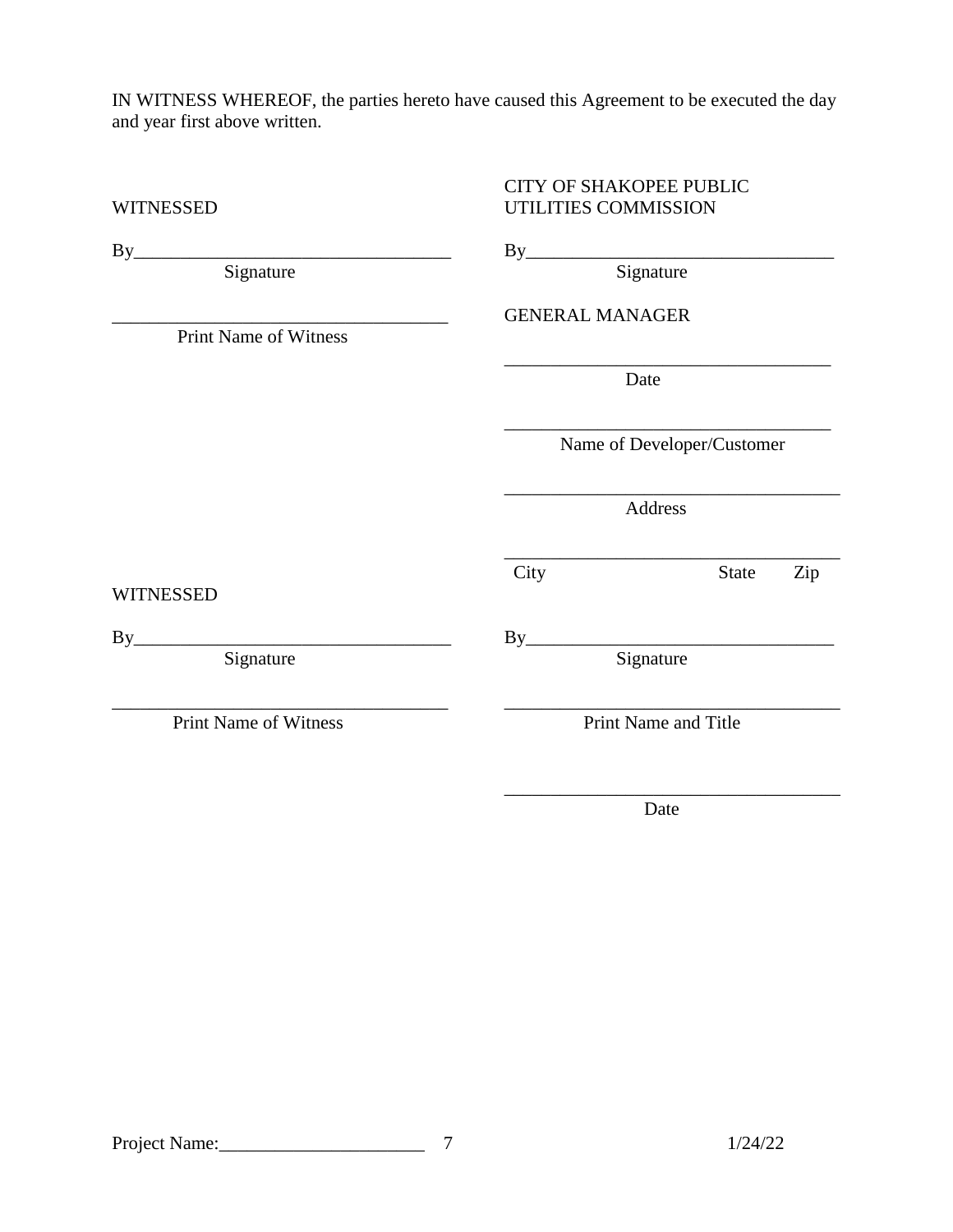IN WITNESS WHEREOF, the parties hereto have caused this Agreement to be executed the day and year first above written.

WITNESSED

By____________________________________
Signature

____________________________________
Print Name of Witness

CITY OF SHAKOPEE PUBLIC UTILITIES COMMISSION

By____________________________________
Signature

GENERAL MANAGER

____________________________________
Date

____________________________________
Name of Developer/Customer

____________________________________
Address

____________________________________
City State Zip

WITNESSED

By____________________________________
Signature

____________________________________
Print Name of Witness

By____________________________________
Signature

____________________________________
Print Name and Title

____________________________________
Date

Project Name:______________________ 1/24/22